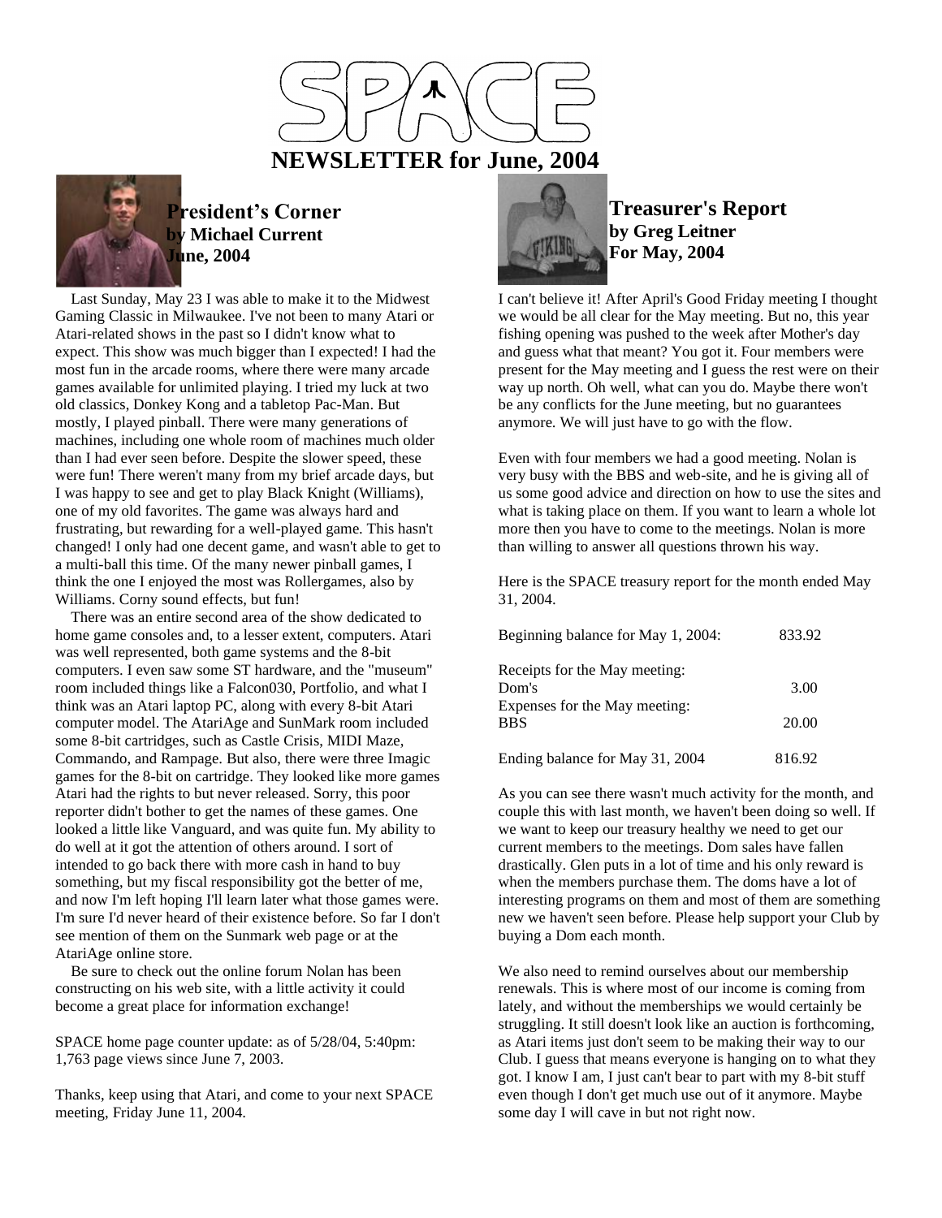# SPACE

# NEWSLETTER for June, 2004

## President's Corner
**by Michael Current**
**June, 2004**

Last Sunday, May 23 I was able to make it to the Midwest Gaming Classic in Milwaukee. I've not been to many Atari or Atari-related shows in the past so I didn't know what to expect. This show was much bigger than I expected! I had the most fun in the arcade rooms, where there were many arcade games available for unlimited playing. I tried my luck at two old classics, Donkey Kong and a tabletop Pac-Man. But mostly, I played pinball. There were many generations of machines, including one whole room of machines much older than I had ever seen before. Despite the slower speed, these were fun! There weren't many from my brief arcade days, but I was happy to see and get to play Black Knight (Williams), one of my old favorites. The game was always hard and frustrating, but rewarding for a well-played game. This hasn't changed! I only had one decent game, and wasn't able to get to a multi-ball this time. Of the many newer pinball games, I think the one I enjoyed the most was Rollergames, also by Williams. Corny sound effects, but fun!

There was an entire second area of the show dedicated to home game consoles and, to a lesser extent, computers. Atari was well represented, both game systems and the 8-bit computers. I even saw some ST hardware, and the "museum" room included things like a Falcon030, Portfolio, and what I think was an Atari laptop PC, along with every 8-bit Atari computer model. The AtariAge and SunMark room included some 8-bit cartridges, such as Castle Crisis, MIDI Maze, Commando, and Rampage. But also, there were three Imagic games for the 8-bit on cartridge. They looked like more games Atari had the rights to but never released. Sorry, this poor reporter didn't bother to get the names of these games. One looked a little like Vanguard, and was quite fun. My ability to do well at it got the attention of others around. I sort of intended to go back there with more cash in hand to buy something, but my fiscal responsibility got the better of me, and now I'm left hoping I'll learn later what those games were. I'm sure I'd never heard of their existence before. So far I don't see mention of them on the Sunmark web page or at the AtariAge online store.

Be sure to check out the online forum Nolan has been constructing on his web site, with a little activity it could become a great place for information exchange!

SPACE home page counter update: as of 5/28/04, 5:40pm: 1,763 page views since June 7, 2003.

Thanks, keep using that Atari, and come to your next SPACE meeting, Friday June 11, 2004.

## Treasurer's Report
**by Greg Leitner**
**For May, 2004**

I can't believe it! After April's Good Friday meeting I thought we would be all clear for the May meeting. But no, this year fishing opening was pushed to the week after Mother's day and guess what that meant? You got it. Four members were present for the May meeting and I guess the rest were on their way up north. Oh well, what can you do. Maybe there won't be any conflicts for the June meeting, but no guarantees anymore. We will just have to go with the flow.

Even with four members we had a good meeting. Nolan is very busy with the BBS and web-site, and he is giving all of us some good advice and direction on how to use the sites and what is taking place on them. If you want to learn a whole lot more then you have to come to the meetings. Nolan is more than willing to answer all questions thrown his way.

Here is the SPACE treasury report for the month ended May 31, 2004.

| | |
|---|---|
| Beginning balance for May 1, 2004: | 833.92 |
| Receipts for the May meeting: | |
| Dom's | 3.00 |
| Expenses for the May meeting: | |
| BBS | 20.00 |
| Ending balance for May 31, 2004 | 816.92 |

As you can see there wasn't much activity for the month, and couple this with last month, we haven't been doing so well. If we want to keep our treasury healthy we need to get our current members to the meetings. Dom sales have fallen drastically. Glen puts in a lot of time and his only reward is when the members purchase them. The doms have a lot of interesting programs on them and most of them are something new we haven't seen before. Please help support your Club by buying a Dom each month.

We also need to remind ourselves about our membership renewals. This is where most of our income is coming from lately, and without the memberships we would certainly be struggling. It still doesn't look like an auction is forthcoming, as Atari items just don't seem to be making their way to our Club. I guess that means everyone is hanging on to what they got. I know I am, I just can't bear to part with my 8-bit stuff even though I don't get much use out of it anymore. Maybe some day I will cave in but not right now.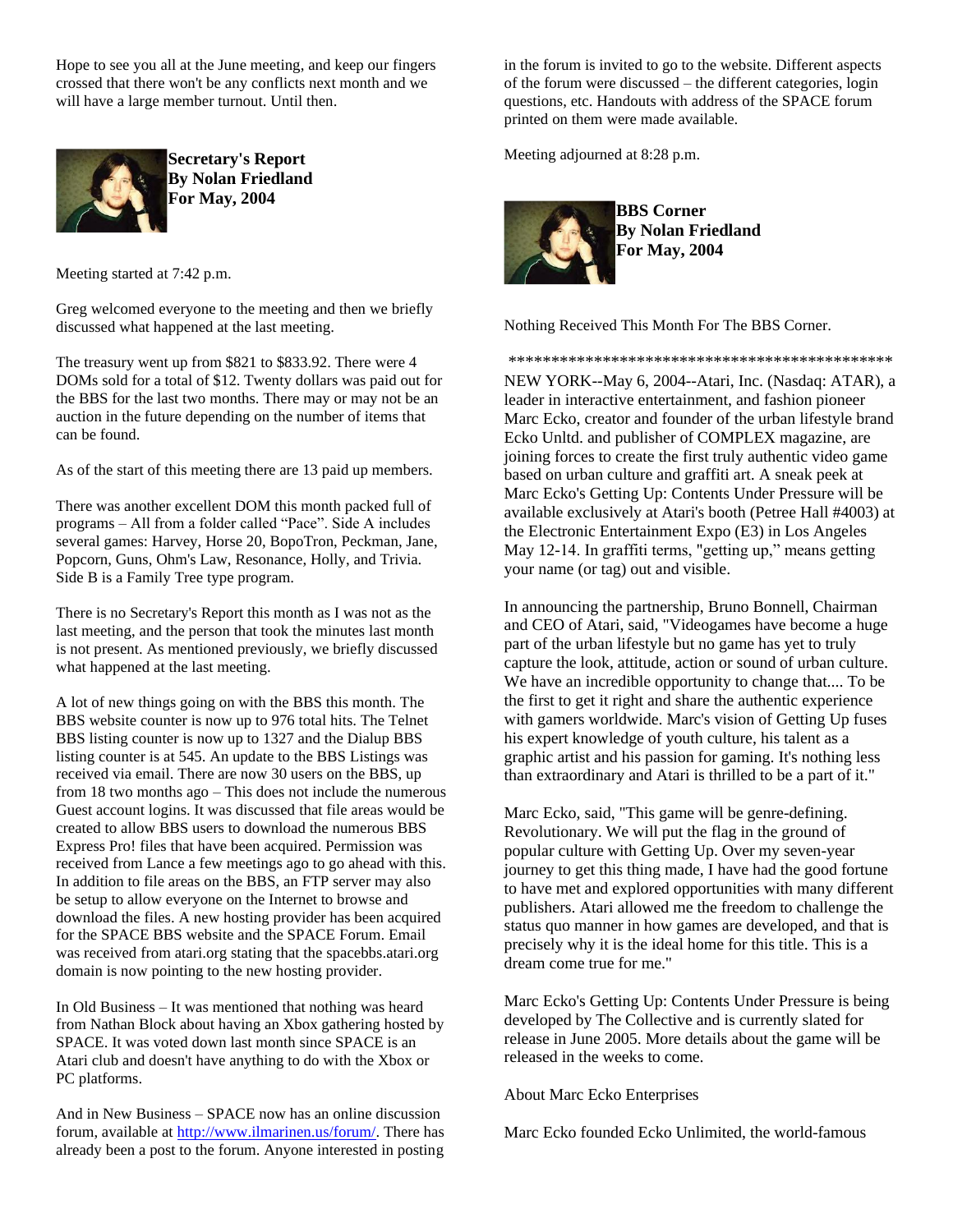Hope to see you all at the June meeting, and keep our fingers crossed that there won't be any conflicts next month and we will have a large member turnout. Until then.

**Secretary's Report**
**By Nolan Friedland**
**For May, 2004**

Meeting started at 7:42 p.m.

Greg welcomed everyone to the meeting and then we briefly discussed what happened at the last meeting.

The treasury went up from $821 to $833.92. There were 4 DOMs sold for a total of $12. Twenty dollars was paid out for the BBS for the last two months. There may or may not be an auction in the future depending on the number of items that can be found.

As of the start of this meeting there are 13 paid up members.

There was another excellent DOM this month packed full of programs – All from a folder called "Pace". Side A includes several games: Harvey, Horse 20, BopoTron, Peckman, Jane, Popcorn, Guns, Ohm's Law, Resonance, Holly, and Trivia. Side B is a Family Tree type program.

There is no Secretary's Report this month as I was not as the last meeting, and the person that took the minutes last month is not present. As mentioned previously, we briefly discussed what happened at the last meeting.

A lot of new things going on with the BBS this month. The BBS website counter is now up to 976 total hits. The Telnet BBS listing counter is now up to 1327 and the Dialup BBS listing counter is at 545. An update to the BBS Listings was received via email. There are now 30 users on the BBS, up from 18 two months ago – This does not include the numerous Guest account logins. It was discussed that file areas would be created to allow BBS users to download the numerous BBS Express Pro! files that have been acquired. Permission was received from Lance a few meetings ago to go ahead with this. In addition to file areas on the BBS, an FTP server may also be setup to allow everyone on the Internet to browse and download the files. A new hosting provider has been acquired for the SPACE BBS website and the SPACE Forum. Email was received from atari.org stating that the spacebbs.atari.org domain is now pointing to the new hosting provider.

In Old Business – It was mentioned that nothing was heard from Nathan Block about having an Xbox gathering hosted by SPACE. It was voted down last month since SPACE is an Atari club and doesn't have anything to do with the Xbox or PC platforms.

And in New Business – SPACE now has an online discussion forum, available at http://www.ilmarinen.us/forum/. There has already been a post to the forum. Anyone interested in posting in the forum is invited to go to the website. Different aspects of the forum were discussed – the different categories, login questions, etc. Handouts with address of the SPACE forum printed on them were made available.

Meeting adjourned at 8:28 p.m.

**BBS Corner**
**By Nolan Friedland**
**For May, 2004**

Nothing Received This Month For The BBS Corner.

\*\*\*\*\*\*\*\*\*\*\*\*\*\*\*\*\*\*\*\*\*\*\*\*\*\*\*\*\*\*\*\*\*\*\*\*\*\*\*\*\*\*\*\*\*\*\*\*\*

NEW YORK--May 6, 2004--Atari, Inc. (Nasdaq: ATAR), a leader in interactive entertainment, and fashion pioneer Marc Ecko, creator and founder of the urban lifestyle brand Ecko Unltd. and publisher of COMPLEX magazine, are joining forces to create the first truly authentic video game based on urban culture and graffiti art. A sneak peek at Marc Ecko's Getting Up: Contents Under Pressure will be available exclusively at Atari's booth (Petree Hall #4003) at the Electronic Entertainment Expo (E3) in Los Angeles May 12-14. In graffiti terms, "getting up," means getting your name (or tag) out and visible.

In announcing the partnership, Bruno Bonnell, Chairman and CEO of Atari, said, "Videogames have become a huge part of the urban lifestyle but no game has yet to truly capture the look, attitude, action or sound of urban culture. We have an incredible opportunity to change that.... To be the first to get it right and share the authentic experience with gamers worldwide. Marc's vision of Getting Up fuses his expert knowledge of youth culture, his talent as a graphic artist and his passion for gaming. It's nothing less than extraordinary and Atari is thrilled to be a part of it."

Marc Ecko, said, "This game will be genre-defining. Revolutionary. We will put the flag in the ground of popular culture with Getting Up. Over my seven-year journey to get this thing made, I have had the good fortune to have met and explored opportunities with many different publishers. Atari allowed me the freedom to challenge the status quo manner in how games are developed, and that is precisely why it is the ideal home for this title. This is a dream come true for me."

Marc Ecko's Getting Up: Contents Under Pressure is being developed by The Collective and is currently slated for release in June 2005. More details about the game will be released in the weeks to come.

About Marc Ecko Enterprises

Marc Ecko founded Ecko Unlimited, the world-famous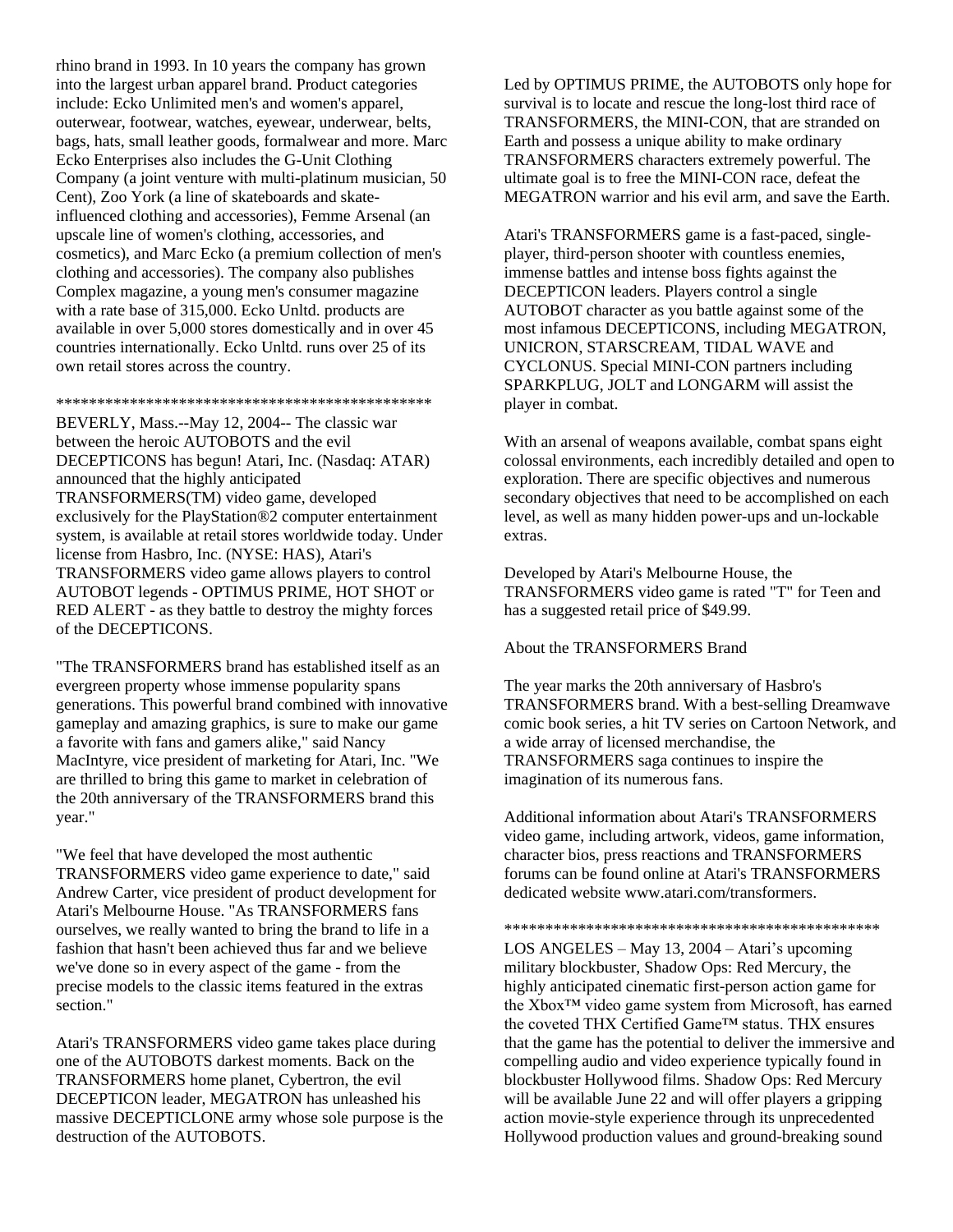rhino brand in 1993. In 10 years the company has grown into the largest urban apparel brand. Product categories include: Ecko Unlimited men's and women's apparel, outerwear, footwear, watches, eyewear, underwear, belts, bags, hats, small leather goods, formalwear and more. Marc Ecko Enterprises also includes the G-Unit Clothing Company (a joint venture with multi-platinum musician, 50 Cent), Zoo York (a line of skateboards and skate-influenced clothing and accessories), Femme Arsenal (an upscale line of women's clothing, accessories, and cosmetics), and Marc Ecko (a premium collection of men's clothing and accessories). The company also publishes Complex magazine, a young men's consumer magazine with a rate base of 315,000. Ecko Unltd. products are available in over 5,000 stores domestically and in over 45 countries internationally. Ecko Unltd. runs over 25 of its own retail stores across the country.

**********************************************

BEVERLY, Mass.--May 12, 2004-- The classic war between the heroic AUTOBOTS and the evil DECEPTICONS has begun! Atari, Inc. (Nasdaq: ATAR) announced that the highly anticipated TRANSFORMERS(TM) video game, developed exclusively for the PlayStation®2 computer entertainment system, is available at retail stores worldwide today. Under license from Hasbro, Inc. (NYSE: HAS), Atari's TRANSFORMERS video game allows players to control AUTOBOT legends - OPTIMUS PRIME, HOT SHOT or RED ALERT - as they battle to destroy the mighty forces of the DECEPTICONS.

"The TRANSFORMERS brand has established itself as an evergreen property whose immense popularity spans generations. This powerful brand combined with innovative gameplay and amazing graphics, is sure to make our game a favorite with fans and gamers alike," said Nancy MacIntyre, vice president of marketing for Atari, Inc. "We are thrilled to bring this game to market in celebration of the 20th anniversary of the TRANSFORMERS brand this year."

"We feel that have developed the most authentic TRANSFORMERS video game experience to date," said Andrew Carter, vice president of product development for Atari's Melbourne House. "As TRANSFORMERS fans ourselves, we really wanted to bring the brand to life in a fashion that hasn't been achieved thus far and we believe we've done so in every aspect of the game - from the precise models to the classic items featured in the extras section."

Atari's TRANSFORMERS video game takes place during one of the AUTOBOTS darkest moments. Back on the TRANSFORMERS home planet, Cybertron, the evil DECEPTICON leader, MEGATRON has unleashed his massive DECEPTICLONE army whose sole purpose is the destruction of the AUTOBOTS.

Led by OPTIMUS PRIME, the AUTOBOTS only hope for survival is to locate and rescue the long-lost third race of TRANSFORMERS, the MINI-CON, that are stranded on Earth and possess a unique ability to make ordinary TRANSFORMERS characters extremely powerful. The ultimate goal is to free the MINI-CON race, defeat the MEGATRON warrior and his evil arm, and save the Earth.

Atari's TRANSFORMERS game is a fast-paced, single-player, third-person shooter with countless enemies, immense battles and intense boss fights against the DECEPTICON leaders. Players control a single AUTOBOT character as you battle against some of the most infamous DECEPTICONS, including MEGATRON, UNICRON, STARSCREAM, TIDAL WAVE and CYCLONUS. Special MINI-CON partners including SPARKPLUG, JOLT and LONGARM will assist the player in combat.

With an arsenal of weapons available, combat spans eight colossal environments, each incredibly detailed and open to exploration. There are specific objectives and numerous secondary objectives that need to be accomplished on each level, as well as many hidden power-ups and un-lockable extras.

Developed by Atari's Melbourne House, the TRANSFORMERS video game is rated "T" for Teen and has a suggested retail price of $49.99.

About the TRANSFORMERS Brand

The year marks the 20th anniversary of Hasbro's TRANSFORMERS brand. With a best-selling Dreamwave comic book series, a hit TV series on Cartoon Network, and a wide array of licensed merchandise, the TRANSFORMERS saga continues to inspire the imagination of its numerous fans.

Additional information about Atari's TRANSFORMERS video game, including artwork, videos, game information, character bios, press reactions and TRANSFORMERS forums can be found online at Atari's TRANSFORMERS dedicated website www.atari.com/transformers.

**********************************************

LOS ANGELES – May 13, 2004 – Atari's upcoming military blockbuster, Shadow Ops: Red Mercury, the highly anticipated cinematic first-person action game for the Xbox™ video game system from Microsoft, has earned the coveted THX Certified Game™ status. THX ensures that the game has the potential to deliver the immersive and compelling audio and video experience typically found in blockbuster Hollywood films. Shadow Ops: Red Mercury will be available June 22 and will offer players a gripping action movie-style experience through its unprecedented Hollywood production values and ground-breaking sound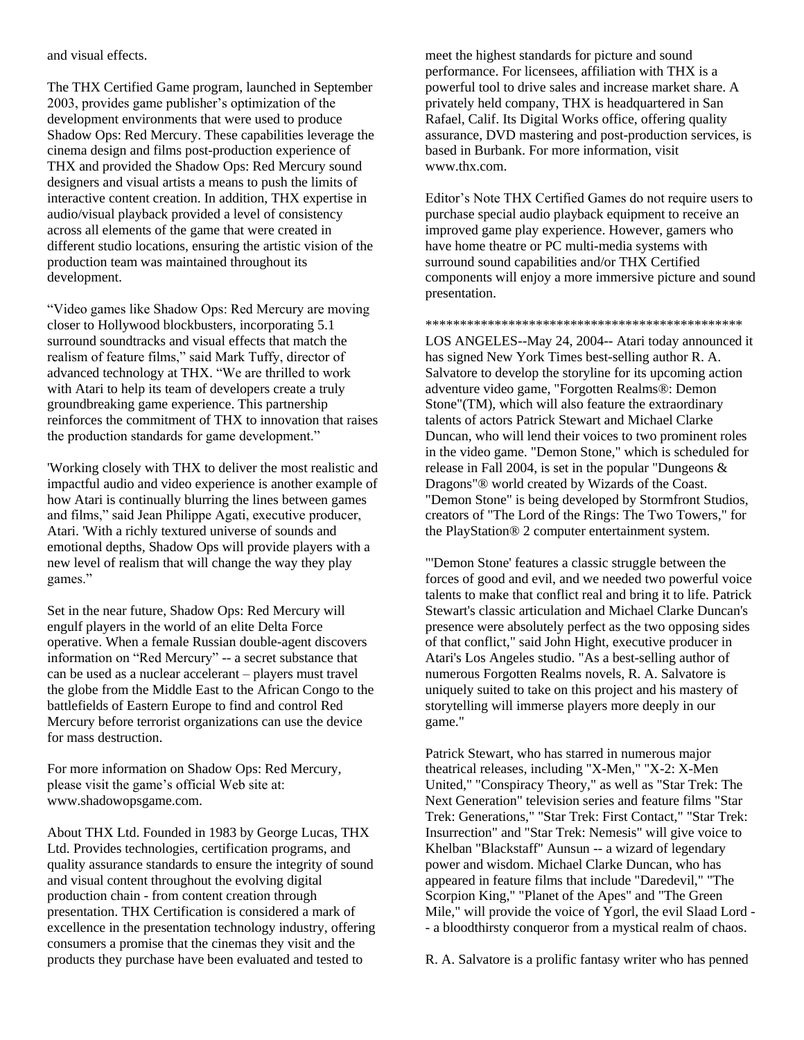and visual effects.

The THX Certified Game program, launched in September 2003, provides game publisher's optimization of the development environments that were used to produce Shadow Ops: Red Mercury. These capabilities leverage the cinema design and films post-production experience of THX and provided the Shadow Ops: Red Mercury sound designers and visual artists a means to push the limits of interactive content creation. In addition, THX expertise in audio/visual playback provided a level of consistency across all elements of the game that were created in different studio locations, ensuring the artistic vision of the production team was maintained throughout its development.

"Video games like Shadow Ops: Red Mercury are moving closer to Hollywood blockbusters, incorporating 5.1 surround soundtracks and visual effects that match the realism of feature films," said Mark Tuffy, director of advanced technology at THX. "We are thrilled to work with Atari to help its team of developers create a truly groundbreaking game experience. This partnership reinforces the commitment of THX to innovation that raises the production standards for game development."

'Working closely with THX to deliver the most realistic and impactful audio and video experience is another example of how Atari is continually blurring the lines between games and films," said Jean Philippe Agati, executive producer, Atari. 'With a richly textured universe of sounds and emotional depths, Shadow Ops will provide players with a new level of realism that will change the way they play games."

Set in the near future, Shadow Ops: Red Mercury will engulf players in the world of an elite Delta Force operative. When a female Russian double-agent discovers information on "Red Mercury" -- a secret substance that can be used as a nuclear accelerant – players must travel the globe from the Middle East to the African Congo to the battlefields of Eastern Europe to find and control Red Mercury before terrorist organizations can use the device for mass destruction.

For more information on Shadow Ops: Red Mercury, please visit the game's official Web site at: www.shadowopsgame.com.

About THX Ltd. Founded in 1983 by George Lucas, THX Ltd. Provides technologies, certification programs, and quality assurance standards to ensure the integrity of sound and visual content throughout the evolving digital production chain - from content creation through presentation. THX Certification is considered a mark of excellence in the presentation technology industry, offering consumers a promise that the cinemas they visit and the products they purchase have been evaluated and tested to meet the highest standards for picture and sound performance. For licensees, affiliation with THX is a powerful tool to drive sales and increase market share. A privately held company, THX is headquartered in San Rafael, Calif. Its Digital Works office, offering quality assurance, DVD mastering and post-production services, is based in Burbank. For more information, visit www.thx.com.

Editor's Note THX Certified Games do not require users to purchase special audio playback equipment to receive an improved game play experience. However, gamers who have home theatre or PC multi-media systems with surround sound capabilities and/or THX Certified components will enjoy a more immersive picture and sound presentation.

*************************************************

LOS ANGELES--May 24, 2004-- Atari today announced it has signed New York Times best-selling author R. A. Salvatore to develop the storyline for its upcoming action adventure video game, "Forgotten Realms®: Demon Stone"(TM), which will also feature the extraordinary talents of actors Patrick Stewart and Michael Clarke Duncan, who will lend their voices to two prominent roles in the video game. "Demon Stone," which is scheduled for release in Fall 2004, is set in the popular "Dungeons & Dragons"® world created by Wizards of the Coast. "Demon Stone" is being developed by Stormfront Studios, creators of "The Lord of the Rings: The Two Towers," for the PlayStation® 2 computer entertainment system.

"'Demon Stone' features a classic struggle between the forces of good and evil, and we needed two powerful voice talents to make that conflict real and bring it to life. Patrick Stewart's classic articulation and Michael Clarke Duncan's presence were absolutely perfect as the two opposing sides of that conflict," said John Hight, executive producer in Atari's Los Angeles studio. "As a best-selling author of numerous Forgotten Realms novels, R. A. Salvatore is uniquely suited to take on this project and his mastery of storytelling will immerse players more deeply in our game."

Patrick Stewart, who has starred in numerous major theatrical releases, including "X-Men," "X-2: X-Men United," "Conspiracy Theory," as well as "Star Trek: The Next Generation" television series and feature films "Star Trek: Generations," "Star Trek: First Contact," "Star Trek: Insurrection" and "Star Trek: Nemesis" will give voice to Khelban "Blackstaff" Aunsun -- a wizard of legendary power and wisdom. Michael Clarke Duncan, who has appeared in feature films that include "Daredevil," "The Scorpion King," "Planet of the Apes" and "The Green Mile," will provide the voice of Ygorl, the evil Slaad Lord -- a bloodthirsty conqueror from a mystical realm of chaos.

R. A. Salvatore is a prolific fantasy writer who has penned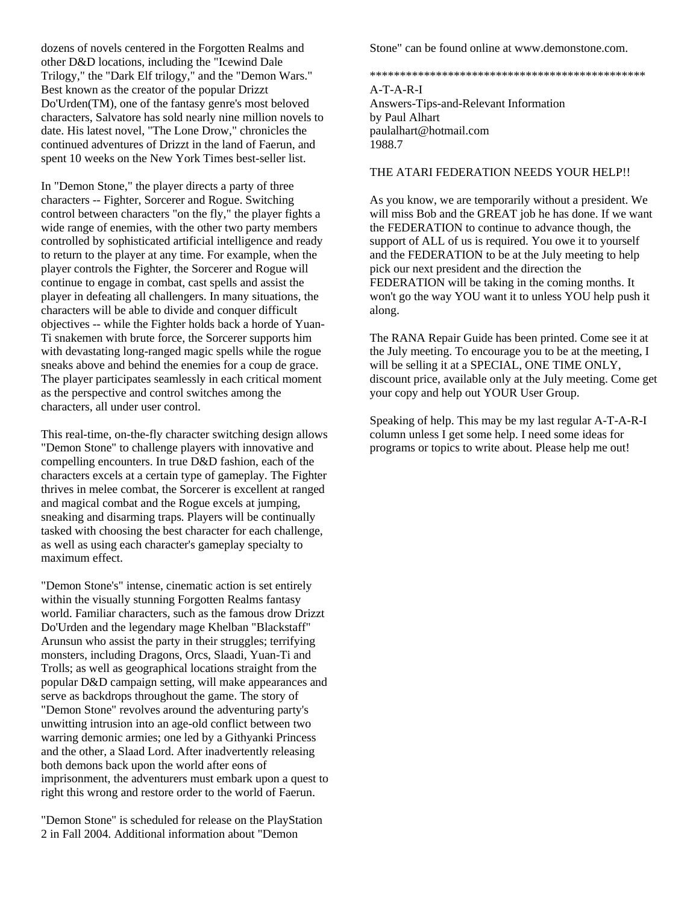dozens of novels centered in the Forgotten Realms and other D&D locations, including the "Icewind Dale Trilogy," the "Dark Elf trilogy," and the "Demon Wars." Best known as the creator of the popular Drizzt Do'Urden(TM), one of the fantasy genre's most beloved characters, Salvatore has sold nearly nine million novels to date. His latest novel, "The Lone Drow," chronicles the continued adventures of Drizzt in the land of Faerun, and spent 10 weeks on the New York Times best-seller list.

In "Demon Stone," the player directs a party of three characters -- Fighter, Sorcerer and Rogue. Switching control between characters "on the fly," the player fights a wide range of enemies, with the other two party members controlled by sophisticated artificial intelligence and ready to return to the player at any time. For example, when the player controls the Fighter, the Sorcerer and Rogue will continue to engage in combat, cast spells and assist the player in defeating all challengers. In many situations, the characters will be able to divide and conquer difficult objectives -- while the Fighter holds back a horde of Yuan-Ti snakemen with brute force, the Sorcerer supports him with devastating long-ranged magic spells while the rogue sneaks above and behind the enemies for a coup de grace. The player participates seamlessly in each critical moment as the perspective and control switches among the characters, all under user control.

This real-time, on-the-fly character switching design allows "Demon Stone" to challenge players with innovative and compelling encounters. In true D&D fashion, each of the characters excels at a certain type of gameplay. The Fighter thrives in melee combat, the Sorcerer is excellent at ranged and magical combat and the Rogue excels at jumping, sneaking and disarming traps. Players will be continually tasked with choosing the best character for each challenge, as well as using each character's gameplay specialty to maximum effect.

"Demon Stone's" intense, cinematic action is set entirely within the visually stunning Forgotten Realms fantasy world. Familiar characters, such as the famous drow Drizzt Do'Urden and the legendary mage Khelban "Blackstaff" Arunsun who assist the party in their struggles; terrifying monsters, including Dragons, Orcs, Slaadi, Yuan-Ti and Trolls; as well as geographical locations straight from the popular D&D campaign setting, will make appearances and serve as backdrops throughout the game. The story of "Demon Stone" revolves around the adventuring party's unwitting intrusion into an age-old conflict between two warring demonic armies; one led by a Githyanki Princess and the other, a Slaad Lord. After inadvertently releasing both demons back upon the world after eons of imprisonment, the adventurers must embark upon a quest to right this wrong and restore order to the world of Faerun.

"Demon Stone" is scheduled for release on the PlayStation 2 in Fall 2004. Additional information about "Demon Stone" can be found online at www.demonstone.com.

************************************************

A-T-A-R-I
Answers-Tips-and-Relevant Information
by Paul Alhart
paulalhart@hotmail.com
1988.7

THE ATARI FEDERATION NEEDS YOUR HELP!!

As you know, we are temporarily without a president. We will miss Bob and the GREAT job he has done. If we want the FEDERATION to continue to advance though, the support of ALL of us is required. You owe it to yourself and the FEDERATION to be at the July meeting to help pick our next president and the direction the FEDERATION will be taking in the coming months. It won't go the way YOU want it to unless YOU help push it along.

The RANA Repair Guide has been printed. Come see it at the July meeting. To encourage you to be at the meeting, I will be selling it at a SPECIAL, ONE TIME ONLY, discount price, available only at the July meeting. Come get your copy and help out YOUR User Group.

Speaking of help. This may be my last regular A-T-A-R-I column unless I get some help. I need some ideas for programs or topics to write about. Please help me out!